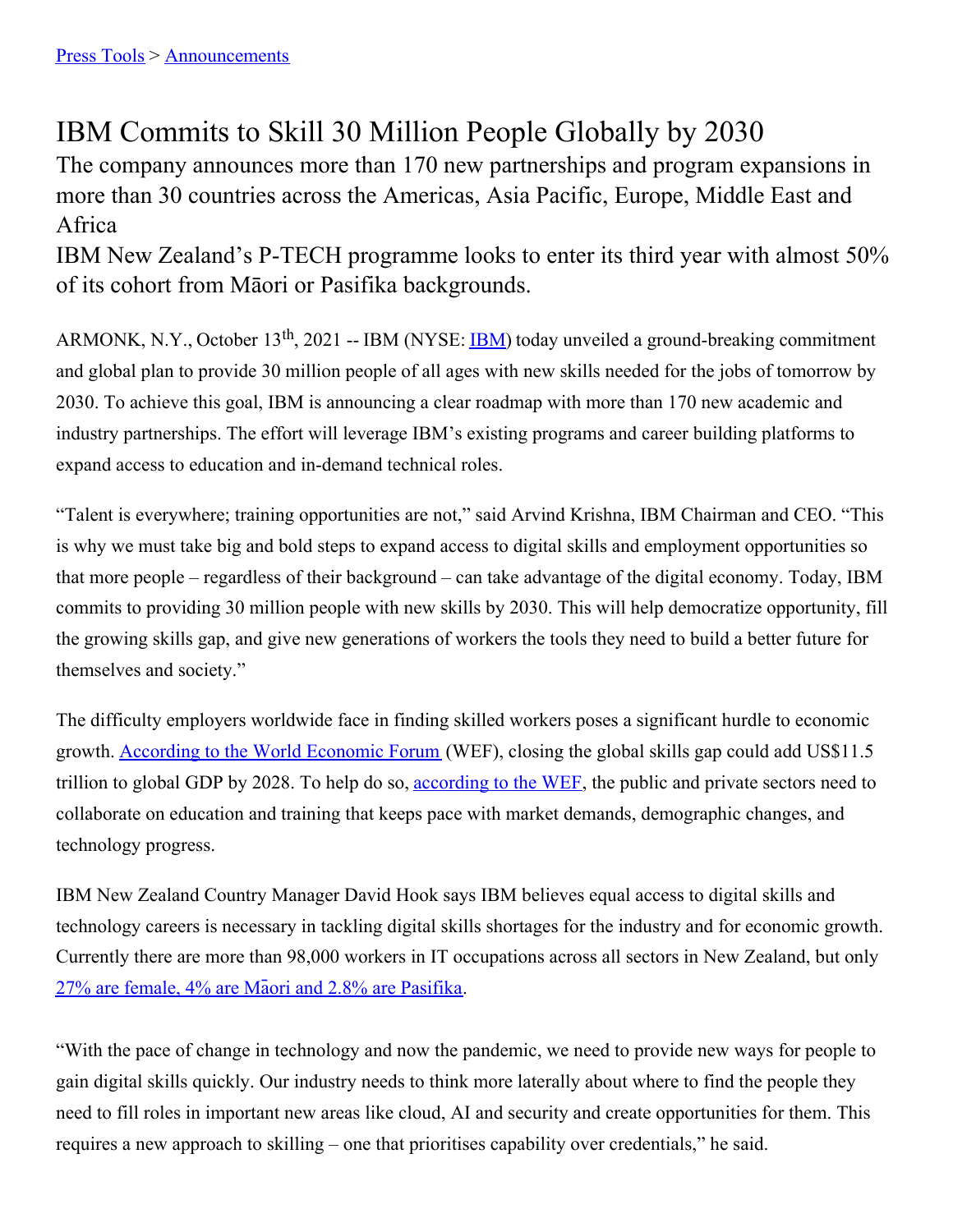[Press Tools](#) > [Announcements](#)

# IBM Commits to Skill 30 Million People Globally by 2030

## The company announces more than 170 new partnerships and program expansions in more than 30 countries across the Americas, Asia Pacific, Europe, Middle East and Africa

## IBM New Zealand's P-TECH programme looks to enter its third year with almost 50% of its cohort from Māori or Pasifika backgrounds.

ARMONK, N.Y., October 13th, 2021 -- IBM (NYSE: [IBM](#)) today unveiled a ground-breaking commitment and global plan to provide 30 million people of all ages with new skills needed for the jobs of tomorrow by 2030. To achieve this goal, IBM is announcing a clear roadmap with more than 170 new academic and industry partnerships. The effort will leverage IBM's existing programs and career building platforms to expand access to education and in-demand technical roles.

"Talent is everywhere; training opportunities are not," said Arvind Krishna, IBM Chairman and CEO. "This is why we must take big and bold steps to expand access to digital skills and employment opportunities so that more people – regardless of their background – can take advantage of the digital economy. Today, IBM commits to providing 30 million people with new skills by 2030. This will help democratize opportunity, fill the growing skills gap, and give new generations of workers the tools they need to build a better future for themselves and society."

The difficulty employers worldwide face in finding skilled workers poses a significant hurdle to economic growth. [According to the World Economic Forum](#) (WEF), closing the global skills gap could add US$11.5 trillion to global GDP by 2028. To help do so, [according to the WEF](#), the public and private sectors need to collaborate on education and training that keeps pace with market demands, demographic changes, and technology progress.

IBM New Zealand Country Manager David Hook says IBM believes equal access to digital skills and technology careers is necessary in tackling digital skills shortages for the industry and for economic growth. Currently there are more than 98,000 workers in IT occupations across all sectors in New Zealand, but only [27% are female, 4% are Māori and 2.8% are Pasifika](#).

"With the pace of change in technology and now the pandemic, we need to provide new ways for people to gain digital skills quickly. Our industry needs to think more laterally about where to find the people they need to fill roles in important new areas like cloud, AI and security and create opportunities for them. This requires a new approach to skilling – one that prioritises capability over credentials," he said.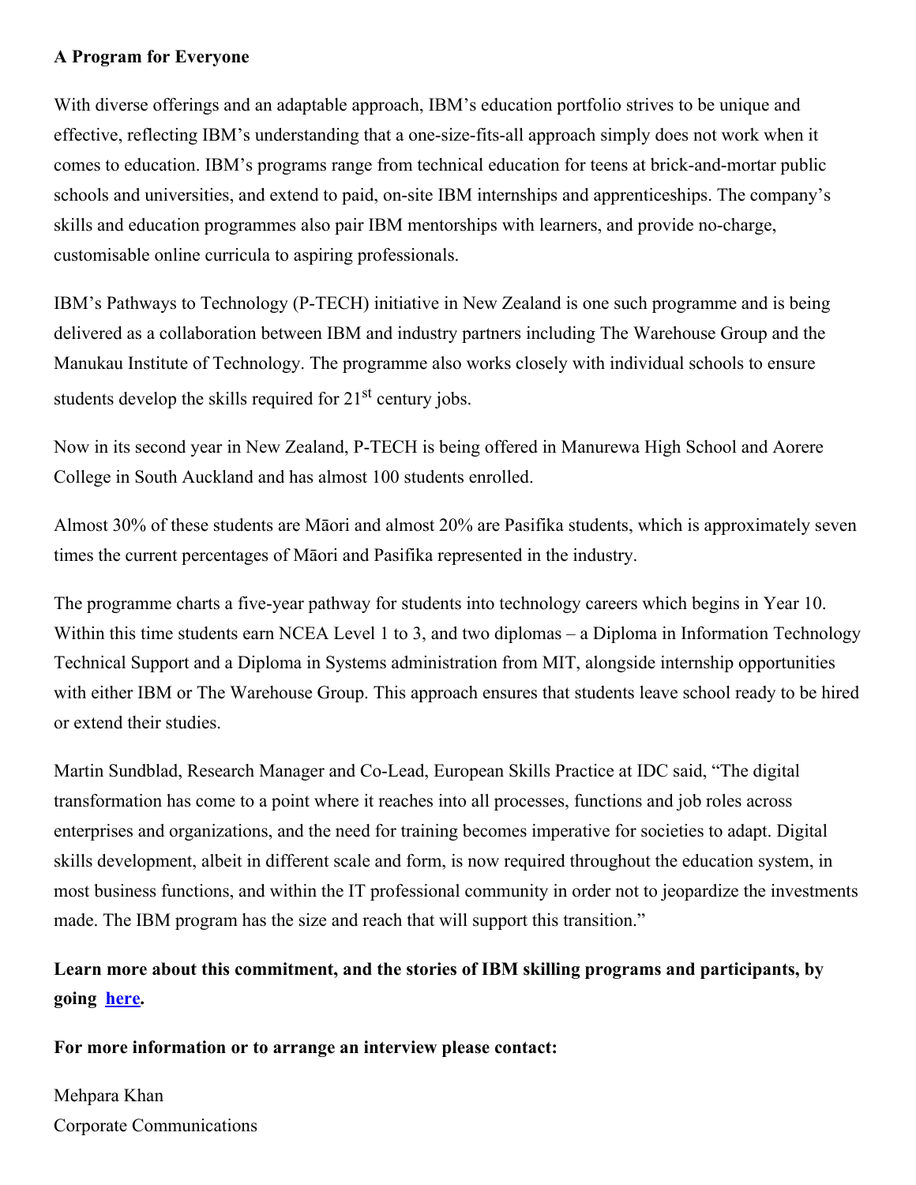**A Program for Everyone**

With diverse offerings and an adaptable approach, IBM's education portfolio strives to be unique and effective, reflecting IBM's understanding that a one-size-fits-all approach simply does not work when it comes to education. IBM's programs range from technical education for teens at brick-and-mortar public schools and universities, and extend to paid, on-site IBM internships and apprenticeships. The company's skills and education programmes also pair IBM mentorships with learners, and provide no-charge, customisable online curricula to aspiring professionals.

IBM's Pathways to Technology (P-TECH) initiative in New Zealand is one such programme and is being delivered as a collaboration between IBM and industry partners including The Warehouse Group and the Manukau Institute of Technology. The programme also works closely with individual schools to ensure students develop the skills required for 21st century jobs.

Now in its second year in New Zealand, P-TECH is being offered in Manurewa High School and Aorere College in South Auckland and has almost 100 students enrolled.

Almost 30% of these students are Māori and almost 20% are Pasifika students, which is approximately seven times the current percentages of Māori and Pasifika represented in the industry.

The programme charts a five-year pathway for students into technology careers which begins in Year 10. Within this time students earn NCEA Level 1 to 3, and two diplomas – a Diploma in Information Technology Technical Support and a Diploma in Systems administration from MIT, alongside internship opportunities with either IBM or The Warehouse Group. This approach ensures that students leave school ready to be hired or extend their studies.

Martin Sundblad, Research Manager and Co-Lead, European Skills Practice at IDC said, "The digital transformation has come to a point where it reaches into all processes, functions and job roles across enterprises and organizations, and the need for training becomes imperative for societies to adapt. Digital skills development, albeit in different scale and form, is now required throughout the education system, in most business functions, and within the IT professional community in order not to jeopardize the investments made. The IBM program has the size and reach that will support this transition."

**Learn more about this commitment, and the stories of IBM skilling programs and participants, by going [here](#).**

**For more information or to arrange an interview please contact:**

Mehpara Khan
Corporate Communications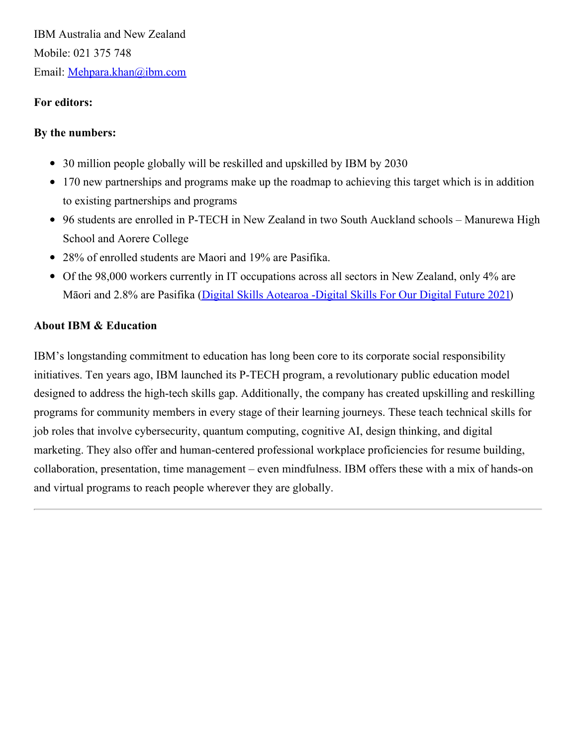IBM Australia and New Zealand

Mobile: 021 375 748

Email: [Mehpara.khan@ibm.com](mailto:Mehpara.khan@ibm.com)

**For editors:**

**By the numbers:**

- 30 million people globally will be reskilled and upskilled by IBM by 2030
- 170 new partnerships and programs make up the roadmap to achieving this target which is in addition to existing partnerships and programs
- 96 students are enrolled in P-TECH in New Zealand in two South Auckland schools – Manurewa High School and Aorere College
- 28% of enrolled students are Maori and 19% are Pasifika.
- Of the 98,000 workers currently in IT occupations across all sectors in New Zealand, only 4% are Māori and 2.8% are Pasifika (Digital Skills Aotearoa -Digital Skills For Our Digital Future 2021)

**About IBM & Education**

IBM's longstanding commitment to education has long been core to its corporate social responsibility initiatives. Ten years ago, IBM launched its P-TECH program, a revolutionary public education model designed to address the high-tech skills gap. Additionally, the company has created upskilling and reskilling programs for community members in every stage of their learning journeys. These teach technical skills for job roles that involve cybersecurity, quantum computing, cognitive AI, design thinking, and digital marketing. They also offer and human-centered professional workplace proficiencies for resume building, collaboration, presentation, time management – even mindfulness. IBM offers these with a mix of hands-on and virtual programs to reach people wherever they are globally.

---